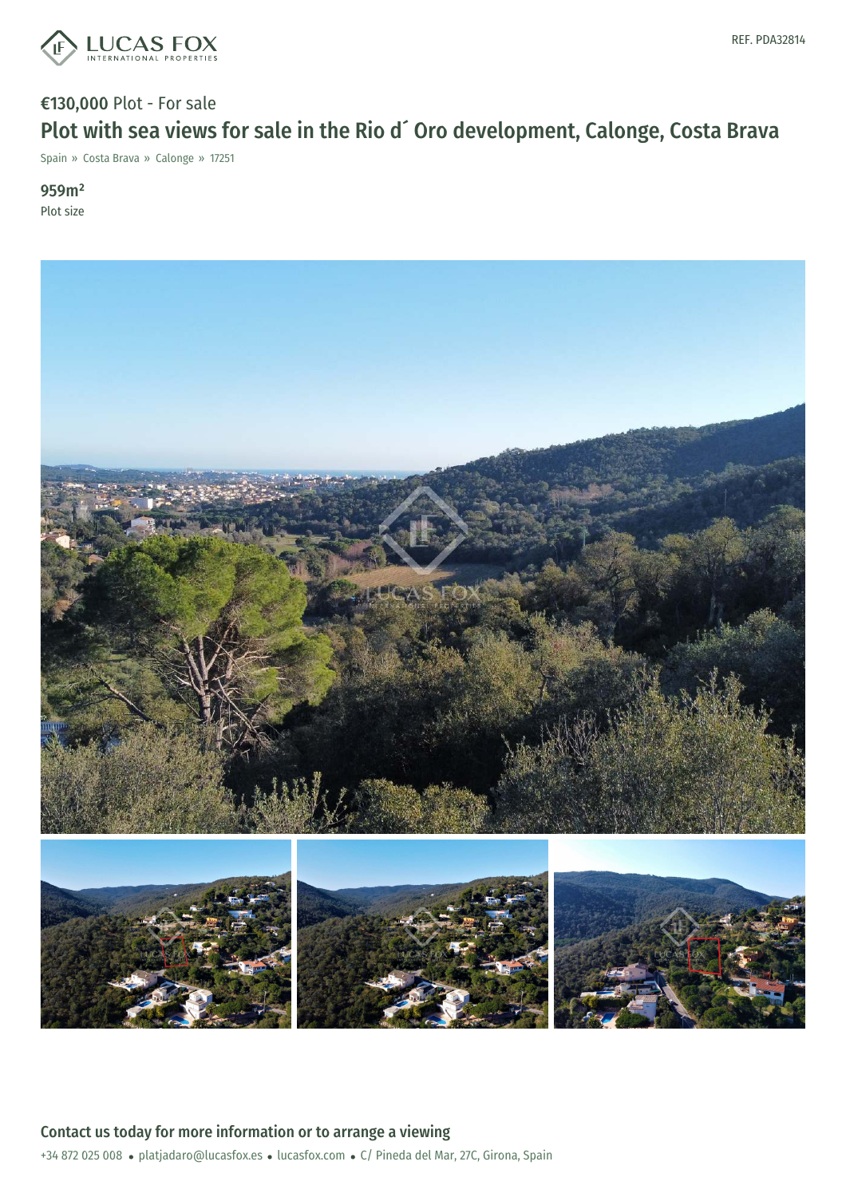€130,000 Plot - For sale

# Plot with sea views for sale in the Rio d´ Oro development, Calonge, Costa Brava

Spain » Costa Brava » Calonge » 17251

**959m²**
Plot size

## Contact us today for more information or to arrange a viewing

+34 872 025 008 • platjadaro@lucasfox.es • lucasfox.com • C/ Pineda del Mar, 27C, Girona, Spain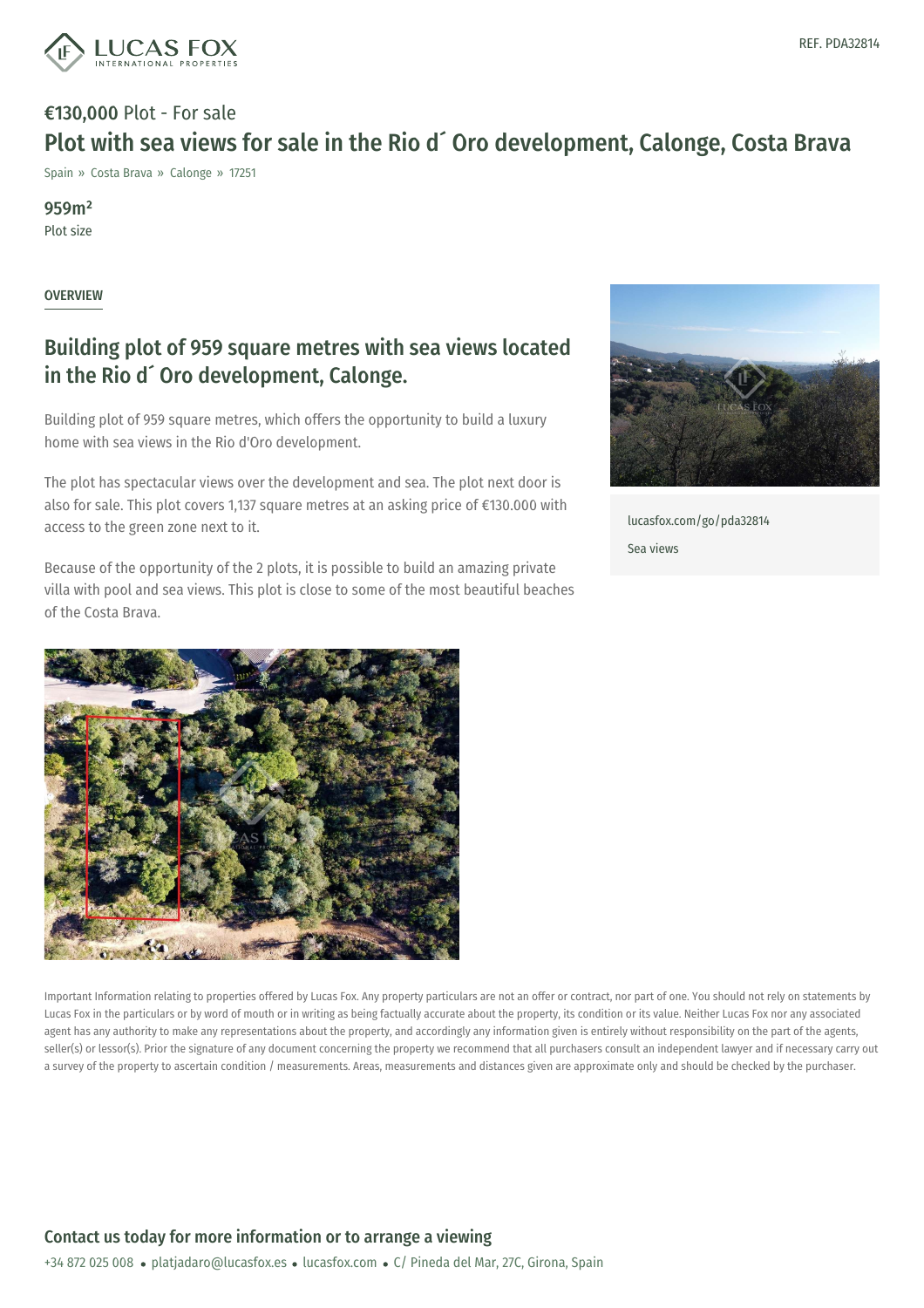€130,000 Plot - For sale

# Plot with sea views for sale in the Rio d´ Oro development, Calonge, Costa Brava

Spain » Costa Brava » Calonge » 17251

**959m²**
Plot size

## OVERVIEW

## Building plot of 959 square metres with sea views located in the Rio d´ Oro development, Calonge.

Building plot of 959 square metres, which offers the opportunity to build a luxury home with sea views in the Rio d'Oro development.

The plot has spectacular views over the development and sea. The plot next door is also for sale. This plot covers 1,137 square metres at an asking price of €130.000 with access to the green zone next to it.

Because of the opportunity of the 2 plots, it is possible to build an amazing private villa with pool and sea views. This plot is close to some of the most beautiful beaches of the Costa Brava.

lucasfox.com/go/pda32814

Sea views

Important Information relating to properties offered by Lucas Fox. Any property particulars are not an offer or contract, nor part of one. You should not rely on statements by Lucas Fox in the particulars or by word of mouth or in writing as being factually accurate about the property, its condition or its value. Neither Lucas Fox nor any associated agent has any authority to make any representations about the property, and accordingly any information given is entirely without responsibility on the part of the agents, seller(s) or lessor(s). Prior the signature of any document concerning the property we recommend that all purchasers consult an independent lawyer and if necessary carry out a survey of the property to ascertain condition / measurements. Areas, measurements and distances given are approximate only and should be checked by the purchaser.

## Contact us today for more information or to arrange a viewing

+34 872 025 008 • platjadaro@lucasfox.es • lucasfox.com • C/ Pineda del Mar, 27C, Girona, Spain